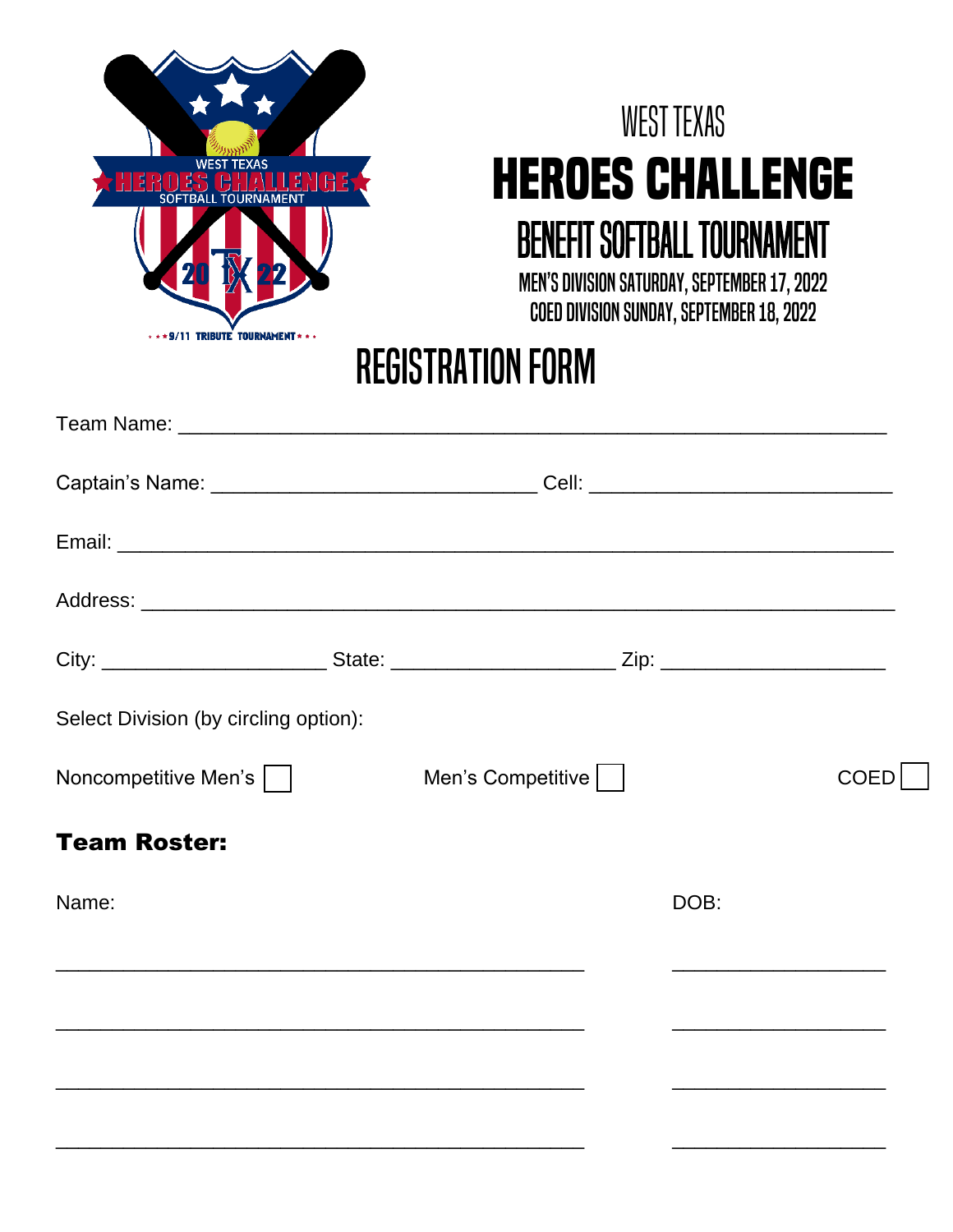WEST TEXAS

# HEROES CHALLENGE

## BENEFIT SOFTBALL TOURNAMENT

MEN'S DIVISION SATURDAY, SEPTEMBER 17, 2022

COED DIVISION SUNDAY, SEPTEMBER 18, 2022

## REGISTRATION FORM

Team Name: ____________________________________________________________

Captain's Name: ____________________________ Cell: __________________________

Email: ________________________________________________________________

Address: _______________________________________________________________

City: ____________________ State: ____________________ Zip: ____________________

Select Division (by circling option):

Noncompetitive Men's ☐ Men's Competitive ☐ COED ☐

**Team Roster:**

| Name: | DOB: |
|---|---|
| ______________________________________________ | ___________________ |
| ______________________________________________ | ___________________ |
| ______________________________________________ | ___________________ |
| ______________________________________________ | ___________________ |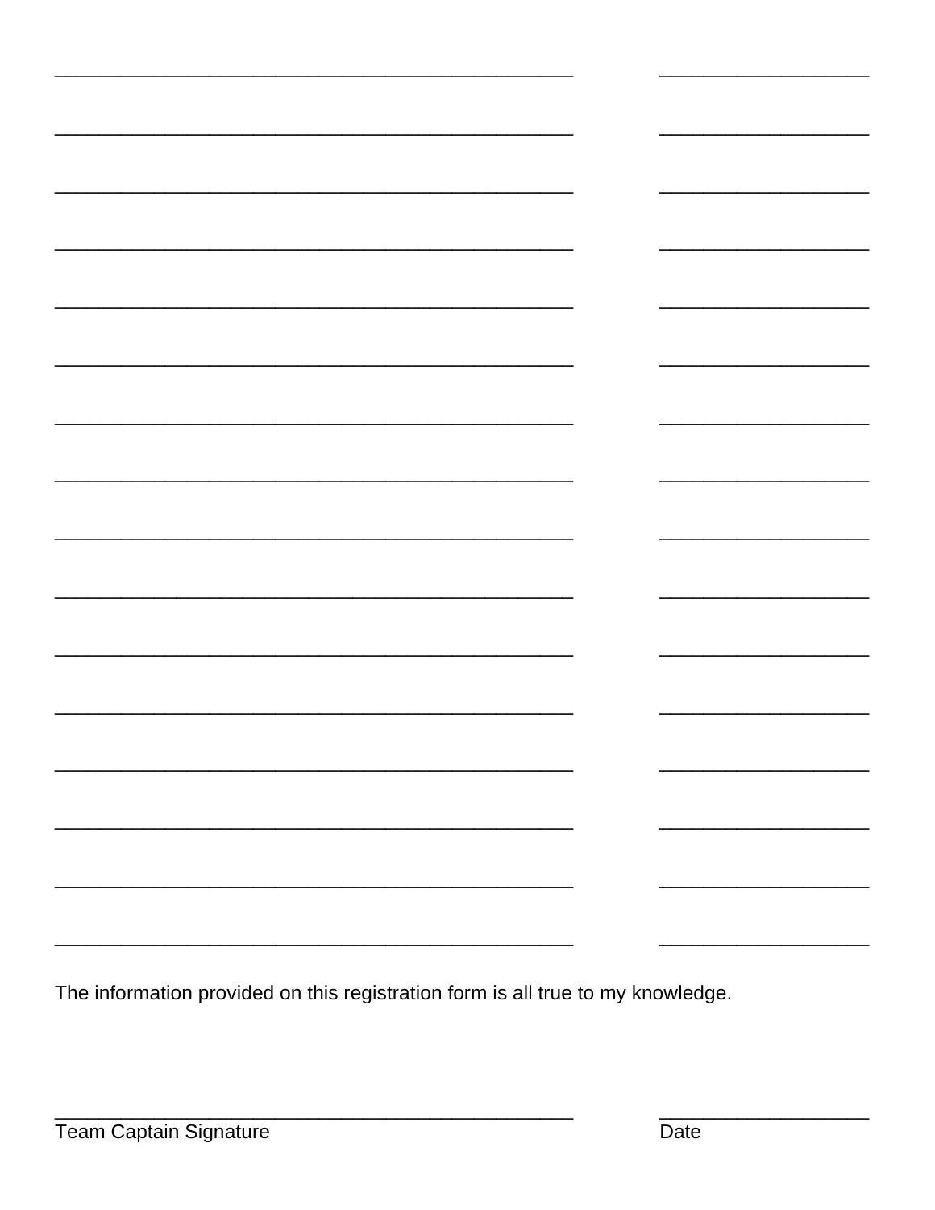\_\_\_\_\_\_\_\_\_\_\_\_\_\_\_\_\_\_\_\_\_\_\_\_\_\_\_\_\_\_\_\_\_\_\_\_\_\_\_\_\_\_\_\_\_\_\_\_\_\_\_ \_\_\_\_\_\_\_\_\_\_\_\_\_\_\_\_\_\_\_\_

\_\_\_\_\_\_\_\_\_\_\_\_\_\_\_\_\_\_\_\_\_\_\_\_\_\_\_\_\_\_\_\_\_\_\_\_\_\_\_\_\_\_\_\_\_\_\_\_\_\_\_ \_\_\_\_\_\_\_\_\_\_\_\_\_\_\_\_\_\_\_\_

\_\_\_\_\_\_\_\_\_\_\_\_\_\_\_\_\_\_\_\_\_\_\_\_\_\_\_\_\_\_\_\_\_\_\_\_\_\_\_\_\_\_\_\_\_\_\_\_\_\_\_ \_\_\_\_\_\_\_\_\_\_\_\_\_\_\_\_\_\_\_\_

\_\_\_\_\_\_\_\_\_\_\_\_\_\_\_\_\_\_\_\_\_\_\_\_\_\_\_\_\_\_\_\_\_\_\_\_\_\_\_\_\_\_\_\_\_\_\_\_\_\_\_ \_\_\_\_\_\_\_\_\_\_\_\_\_\_\_\_\_\_\_\_

\_\_\_\_\_\_\_\_\_\_\_\_\_\_\_\_\_\_\_\_\_\_\_\_\_\_\_\_\_\_\_\_\_\_\_\_\_\_\_\_\_\_\_\_\_\_\_\_\_\_\_ \_\_\_\_\_\_\_\_\_\_\_\_\_\_\_\_\_\_\_\_

\_\_\_\_\_\_\_\_\_\_\_\_\_\_\_\_\_\_\_\_\_\_\_\_\_\_\_\_\_\_\_\_\_\_\_\_\_\_\_\_\_\_\_\_\_\_\_\_\_\_\_ \_\_\_\_\_\_\_\_\_\_\_\_\_\_\_\_\_\_\_\_

\_\_\_\_\_\_\_\_\_\_\_\_\_\_\_\_\_\_\_\_\_\_\_\_\_\_\_\_\_\_\_\_\_\_\_\_\_\_\_\_\_\_\_\_\_\_\_\_\_\_\_ \_\_\_\_\_\_\_\_\_\_\_\_\_\_\_\_\_\_\_\_

\_\_\_\_\_\_\_\_\_\_\_\_\_\_\_\_\_\_\_\_\_\_\_\_\_\_\_\_\_\_\_\_\_\_\_\_\_\_\_\_\_\_\_\_\_\_\_\_\_\_\_ \_\_\_\_\_\_\_\_\_\_\_\_\_\_\_\_\_\_\_\_

\_\_\_\_\_\_\_\_\_\_\_\_\_\_\_\_\_\_\_\_\_\_\_\_\_\_\_\_\_\_\_\_\_\_\_\_\_\_\_\_\_\_\_\_\_\_\_\_\_\_\_ \_\_\_\_\_\_\_\_\_\_\_\_\_\_\_\_\_\_\_\_

\_\_\_\_\_\_\_\_\_\_\_\_\_\_\_\_\_\_\_\_\_\_\_\_\_\_\_\_\_\_\_\_\_\_\_\_\_\_\_\_\_\_\_\_\_\_\_\_\_\_\_ \_\_\_\_\_\_\_\_\_\_\_\_\_\_\_\_\_\_\_\_

\_\_\_\_\_\_\_\_\_\_\_\_\_\_\_\_\_\_\_\_\_\_\_\_\_\_\_\_\_\_\_\_\_\_\_\_\_\_\_\_\_\_\_\_\_\_\_\_\_\_\_ \_\_\_\_\_\_\_\_\_\_\_\_\_\_\_\_\_\_\_\_

\_\_\_\_\_\_\_\_\_\_\_\_\_\_\_\_\_\_\_\_\_\_\_\_\_\_\_\_\_\_\_\_\_\_\_\_\_\_\_\_\_\_\_\_\_\_\_\_\_\_\_ \_\_\_\_\_\_\_\_\_\_\_\_\_\_\_\_\_\_\_\_

\_\_\_\_\_\_\_\_\_\_\_\_\_\_\_\_\_\_\_\_\_\_\_\_\_\_\_\_\_\_\_\_\_\_\_\_\_\_\_\_\_\_\_\_\_\_\_\_\_\_\_ \_\_\_\_\_\_\_\_\_\_\_\_\_\_\_\_\_\_\_\_

\_\_\_\_\_\_\_\_\_\_\_\_\_\_\_\_\_\_\_\_\_\_\_\_\_\_\_\_\_\_\_\_\_\_\_\_\_\_\_\_\_\_\_\_\_\_\_\_\_\_\_ \_\_\_\_\_\_\_\_\_\_\_\_\_\_\_\_\_\_\_\_

\_\_\_\_\_\_\_\_\_\_\_\_\_\_\_\_\_\_\_\_\_\_\_\_\_\_\_\_\_\_\_\_\_\_\_\_\_\_\_\_\_\_\_\_\_\_\_\_\_\_\_ \_\_\_\_\_\_\_\_\_\_\_\_\_\_\_\_\_\_\_\_

\_\_\_\_\_\_\_\_\_\_\_\_\_\_\_\_\_\_\_\_\_\_\_\_\_\_\_\_\_\_\_\_\_\_\_\_\_\_\_\_\_\_\_\_\_\_\_\_\_\_\_ \_\_\_\_\_\_\_\_\_\_\_\_\_\_\_\_\_\_\_\_

The information provided on this registration form is all true to my knowledge.

\_\_\_\_\_\_\_\_\_\_\_\_\_\_\_\_\_\_\_\_\_\_\_\_\_\_\_\_\_\_\_\_\_\_\_\_\_\_\_\_\_\_\_\_\_\_\_\_\_\_\_ \_\_\_\_\_\_\_\_\_\_\_\_\_\_\_\_\_\_\_\_

Team Captain Signature Date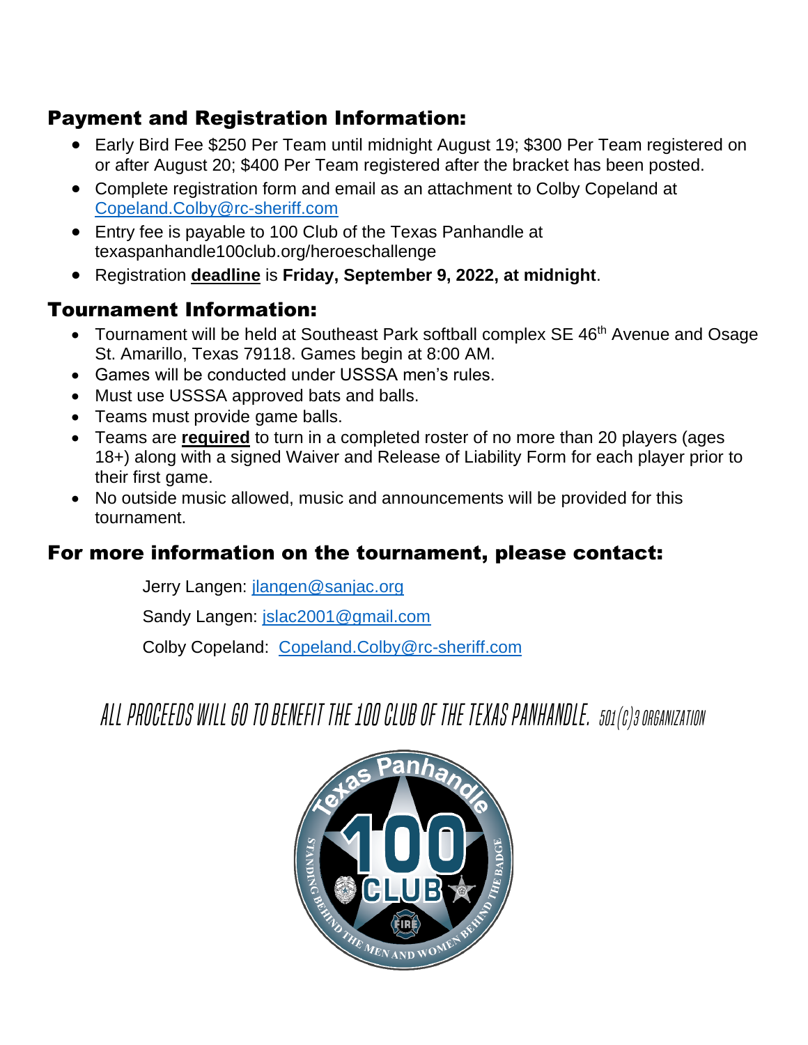## Payment and Registration Information:

- Early Bird Fee $250 Per Team until midnight August 19; $300 Per Team registered on or after August 20; $400 Per Team registered after the bracket has been posted.
- Complete registration form and email as an attachment to Colby Copeland at Copeland.Colby@rc-sheriff.com
- Entry fee is payable to 100 Club of the Texas Panhandle at texaspanhandle100club.org/heroeschallenge
- Registration **deadline** is **Friday, September 9, 2022, at midnight**.

## Tournament Information:

- Tournament will be held at Southeast Park softball complex SE 46th Avenue and Osage St. Amarillo, Texas 79118. Games begin at 8:00 AM.
- Games will be conducted under USSSA men's rules.
- Must use USSSA approved bats and balls.
- Teams must provide game balls.
- Teams are **required** to turn in a completed roster of no more than 20 players (ages 18+) along with a signed Waiver and Release of Liability Form for each player prior to their first game.
- No outside music allowed, music and announcements will be provided for this tournament.

## For more information on the tournament, please contact:

Jerry Langen: jlangen@sanjac.org

Sandy Langen: jslac2001@gmail.com

Colby Copeland: Copeland.Colby@rc-sheriff.com

ALL PROCEEDS WILL GO TO BENEFIT THE 100 CLUB OF THE TEXAS PANHANDLE. 501(C)3 ORGANIZATION